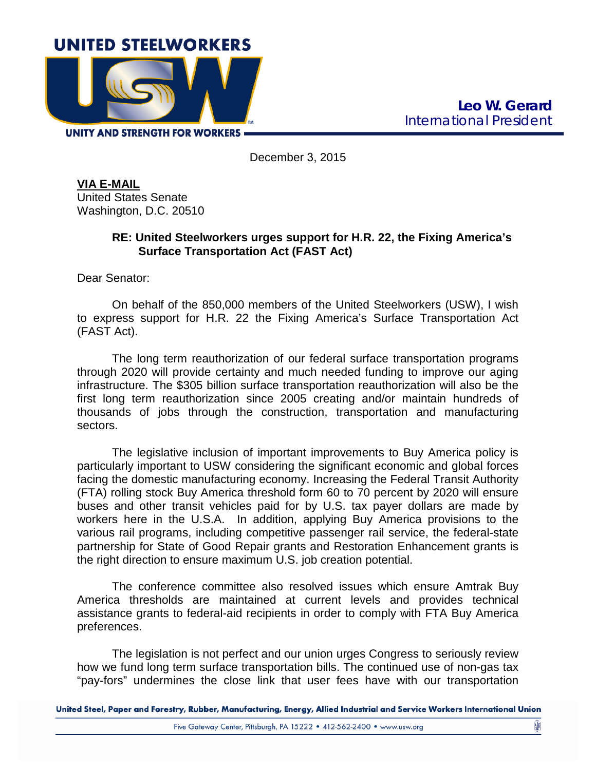**UNITED STEELWORKERS**

UNITY AND STRENGTH FOR WORKERS

**Leo W. Gerard**
International President

December 3, 2015

**VIA E-MAIL**
United States Senate
Washington, D.C. 20510

**RE: United Steelworkers urges support for H.R. 22, the Fixing America's Surface Transportation Act (FAST Act)**

Dear Senator:

On behalf of the 850,000 members of the United Steelworkers (USW), I wish to express support for H.R. 22 the Fixing America's Surface Transportation Act (FAST Act).

The long term reauthorization of our federal surface transportation programs through 2020 will provide certainty and much needed funding to improve our aging infrastructure. The $305 billion surface transportation reauthorization will also be the first long term reauthorization since 2005 creating and/or maintain hundreds of thousands of jobs through the construction, transportation and manufacturing sectors.

The legislative inclusion of important improvements to Buy America policy is particularly important to USW considering the significant economic and global forces facing the domestic manufacturing economy. Increasing the Federal Transit Authority (FTA) rolling stock Buy America threshold form 60 to 70 percent by 2020 will ensure buses and other transit vehicles paid for by U.S. tax payer dollars are made by workers here in the U.S.A. In addition, applying Buy America provisions to the various rail programs, including competitive passenger rail service, the federal-state partnership for State of Good Repair grants and Restoration Enhancement grants is the right direction to ensure maximum U.S. job creation potential.

The conference committee also resolved issues which ensure Amtrak Buy America thresholds are maintained at current levels and provides technical assistance grants to federal-aid recipients in order to comply with FTA Buy America preferences.

The legislation is not perfect and our union urges Congress to seriously review how we fund long term surface transportation bills. The continued use of non-gas tax "pay-fors" undermines the close link that user fees have with our transportation

United Steel, Paper and Forestry, Rubber, Manufacturing, Energy, Allied Industrial and Service Workers International Union

Five Gateway Center, Pittsburgh, PA 15222 • 412-562-2400 • www.usw.org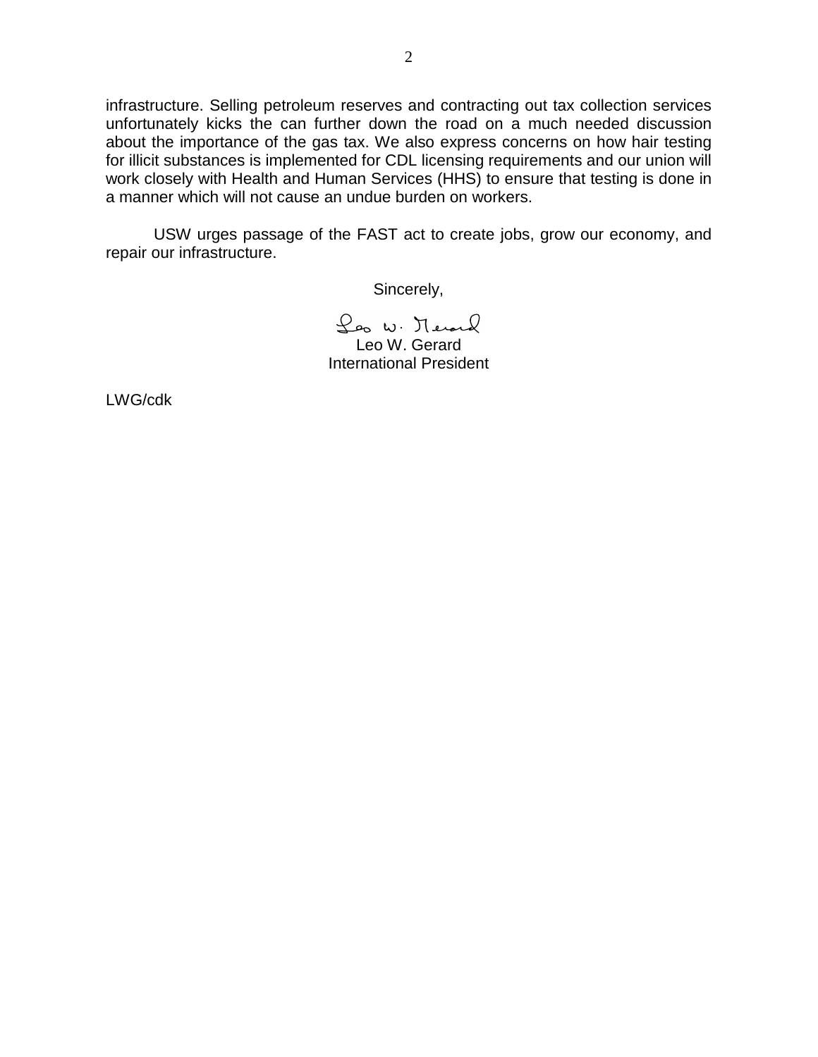infrastructure. Selling petroleum reserves and contracting out tax collection services unfortunately kicks the can further down the road on a much needed discussion about the importance of the gas tax. We also express concerns on how hair testing for illicit substances is implemented for CDL licensing requirements and our union will work closely with Health and Human Services (HHS) to ensure that testing is done in a manner which will not cause an undue burden on workers.

USW urges passage of the FAST act to create jobs, grow our economy, and repair our infrastructure.

Sincerely,

Leo W. Gerard
International President

LWG/cdk